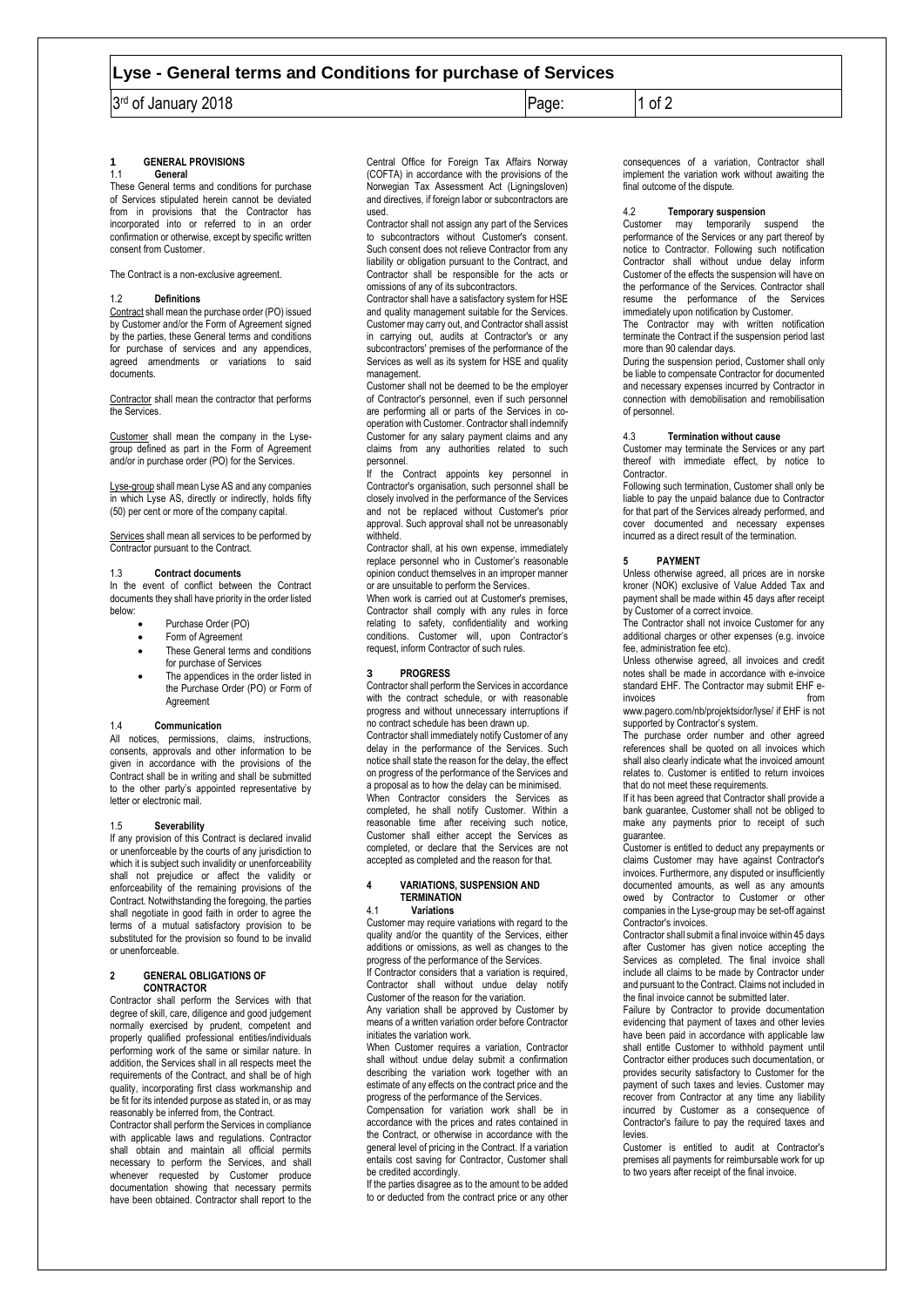# Lyse - General terms and Conditions for purchase of Services

3rd of January 2018

## 1 GENERAL PROVISIONS

### 1.1 General

These General terms and conditions for purchase of Services stipulated herein cannot be deviated from in provisions that the Contractor has incorporated into or referred to in an order confirmation or otherwise, except by specific written consent from Customer.

The Contract is a non-exclusive agreement.

### 1.2 Definitions

Contract shall mean the purchase order (PO) issued by Customer and/or the Form of Agreement signed by the parties, these General terms and conditions for purchase of services and any appendices, agreed amendments or variations to said documents.

Contractor shall mean the contractor that performs the Services.

Customer shall mean the company in the Lyse-group defined as part in the Form of Agreement and/or in purchase order (PO) for the Services.

Lyse-group shall mean Lyse AS and any companies in which Lyse AS, directly or indirectly, holds fifty (50) per cent or more of the company capital.

Services shall mean all services to be performed by Contractor pursuant to the Contract.

### 1.3 Contract documents

In the event of conflict between the Contract documents they shall have priority in the order listed below:

- Purchase Order (PO)
- Form of Agreement
- These General terms and conditions for purchase of Services
- The appendices in the order listed in the Purchase Order (PO) or Form of Agreement

### 1.4 Communication

All notices, permissions, claims, instructions, consents, approvals and other information to be given in accordance with the provisions of the Contract shall be in writing and shall be submitted to the other party's appointed representative by letter or electronic mail.

### 1.5 Severability

If any provision of this Contract is declared invalid or unenforceable by the courts of any jurisdiction to which it is subject such invalidity or unenforceability shall not prejudice or affect the validity or enforceability of the remaining provisions of the Contract. Notwithstanding the foregoing, the parties shall negotiate in good faith in order to agree the terms of a mutual satisfactory provision to be substituted for the provision so found to be invalid or unenforceable.

## 2 GENERAL OBLIGATIONS OF CONTRACTOR

Contractor shall perform the Services with that degree of skill, care, diligence and good judgement normally exercised by prudent, competent and properly qualified professional entities/individuals performing work of the same or similar nature. In addition, the Services shall in all respects meet the requirements of the Contract, and shall be of high quality, incorporating first class workmanship and be fit for its intended purpose as stated in, or as may reasonably be inferred from, the Contract.

Contractor shall perform the Services in compliance with applicable laws and regulations. Contractor shall obtain and maintain all official permits necessary to perform the Services, and shall whenever requested by Customer produce documentation showing that necessary permits have been obtained. Contractor shall report to the Central Office for Foreign Tax Affairs Norway (COFTA) in accordance with the provisions of the Norwegian Tax Assessment Act (Ligningsloven) and directives, if foreign labor or subcontractors are used.

Contractor shall not assign any part of the Services to subcontractors without Customer's consent. Such consent does not relieve Contractor from any liability or obligation pursuant to the Contract, and Contractor shall be responsible for the acts or omissions of any of its subcontractors.

Contractor shall have a satisfactory system for HSE and quality management suitable for the Services. Customer may carry out, and Contractor shall assist in carrying out, audits at Contractor's or any subcontractors' premises of the performance of the Services as well as its system for HSE and quality management.

Customer shall not be deemed to be the employer of Contractor's personnel, even if such personnel are performing all or parts of the Services in co-operation with Customer. Contractor shall indemnify Customer for any salary payment claims and any claims from any authorities related to such personnel.

If the Contract appoints key personnel in Contractor's organisation, such personnel shall be closely involved in the performance of the Services and not be replaced without Customer's prior approval. Such approval shall not be unreasonably withheld.

Contractor shall, at his own expense, immediately replace personnel who in Customer's reasonable opinion conduct themselves in an improper manner or are unsuitable to perform the Services.

When work is carried out at Customer's premises, Contractor shall comply with any rules in force relating to safety, confidentiality and working conditions. Customer will, upon Contractor's request, inform Contractor of such rules.

## 3 PROGRESS

Contractor shall perform the Services in accordance with the contract schedule, or with reasonable progress and without unnecessary interruptions if no contract schedule has been drawn up.

Contractor shall immediately notify Customer of any delay in the performance of the Services. Such notice shall state the reason for the delay, the effect on progress of the performance of the Services and a proposal as to how the delay can be minimised.

When Contractor considers the Services as completed, he shall notify Customer. Within a reasonable time after receiving such notice, Customer shall either accept the Services as completed, or declare that the Services are not accepted as completed and the reason for that.

## 4 VARIATIONS, SUSPENSION AND TERMINATION

### 4.1 Variations

Customer may require variations with regard to the quality and/or the quantity of the Services, either additions or omissions, as well as changes to the progress of the performance of the Services.

If Contractor considers that a variation is required, Contractor shall without undue delay notify Customer of the reason for the variation.

Any variation shall be approved by Customer by means of a written variation order before Contractor initiates the variation work.

When Customer requires a variation, Contractor shall without undue delay submit a confirmation describing the variation work together with an estimate of any effects on the contract price and the progress of the performance of the Services.

Compensation for variation work shall be in accordance with the prices and rates contained in the Contract, or otherwise in accordance with the general level of pricing in the Contract. If a variation entails cost saving for Contractor, Customer shall be credited accordingly.

If the parties disagree as to the amount to be added to or deducted from the contract price or any other consequences of a variation, Contractor shall implement the variation work without awaiting the final outcome of the dispute.

### 4.2 Temporary suspension

Customer may temporarily suspend the performance of the Services or any part thereof by notice to Contractor. Following such notification Contractor shall without undue delay inform Customer of the effects the suspension will have on the performance of the Services. Contractor shall resume the performance of the Services immediately upon notification by Customer.

The Contractor may with written notification terminate the Contract if the suspension period last more than 90 calendar days.

During the suspension period, Customer shall only be liable to compensate Contractor for documented and necessary expenses incurred by Contractor in connection with demobilisation and remobilisation of personnel.

### 4.3 Termination without cause

Customer may terminate the Services or any part thereof with immediate effect, by notice to Contractor.

Following such termination, Customer shall only be liable to pay the unpaid balance due to Contractor for that part of the Services already performed, and cover documented and necessary expenses incurred as a direct result of the termination.

## 5 PAYMENT

Unless otherwise agreed, all prices are in norske kroner (NOK) exclusive of Value Added Tax and payment shall be made within 45 days after receipt by Customer of a correct invoice.

The Contractor shall not invoice Customer for any additional charges or other expenses (e.g. invoice fee, administration fee etc).

Unless otherwise agreed, all invoices and credit notes shall be made in accordance with e-invoice standard EHF. The Contractor may submit EHF e-invoices from www.pagero.com/nb/projektsidor/lyse/ if EHF is not supported by Contractor's system.

The purchase order number and other agreed references shall be quoted on all invoices which shall also clearly indicate what the invoiced amount relates to. Customer is entitled to return invoices that do not meet these requirements.

If it has been agreed that Contractor shall provide a bank guarantee, Customer shall not be obliged to make any payments prior to receipt of such guarantee.

Customer is entitled to deduct any prepayments or claims Customer may have against Contractor's invoices. Furthermore, any disputed or insufficiently documented amounts, as well as any amounts owed by Contractor to Customer or other companies in the Lyse-group may be set-off against Contractor's invoices.

Contractor shall submit a final invoice within 45 days after Customer has given notice accepting the Services as completed. The final invoice shall include all claims to be made by Contractor under and pursuant to the Contract. Claims not included in the final invoice cannot be submitted later.

Failure by Contractor to provide documentation evidencing that payment of taxes and other levies have been paid in accordance with applicable law shall entitle Customer to withhold payment until Contractor either produces such documentation, or provides security satisfactory to Customer for the payment of such taxes and levies. Customer may recover from Contractor at any time any liability incurred by Customer as a consequence of Contractor's failure to pay the required taxes and levies.

Customer is entitled to audit at Contractor's premises all payments for reimbursable work for up to two years after receipt of the final invoice.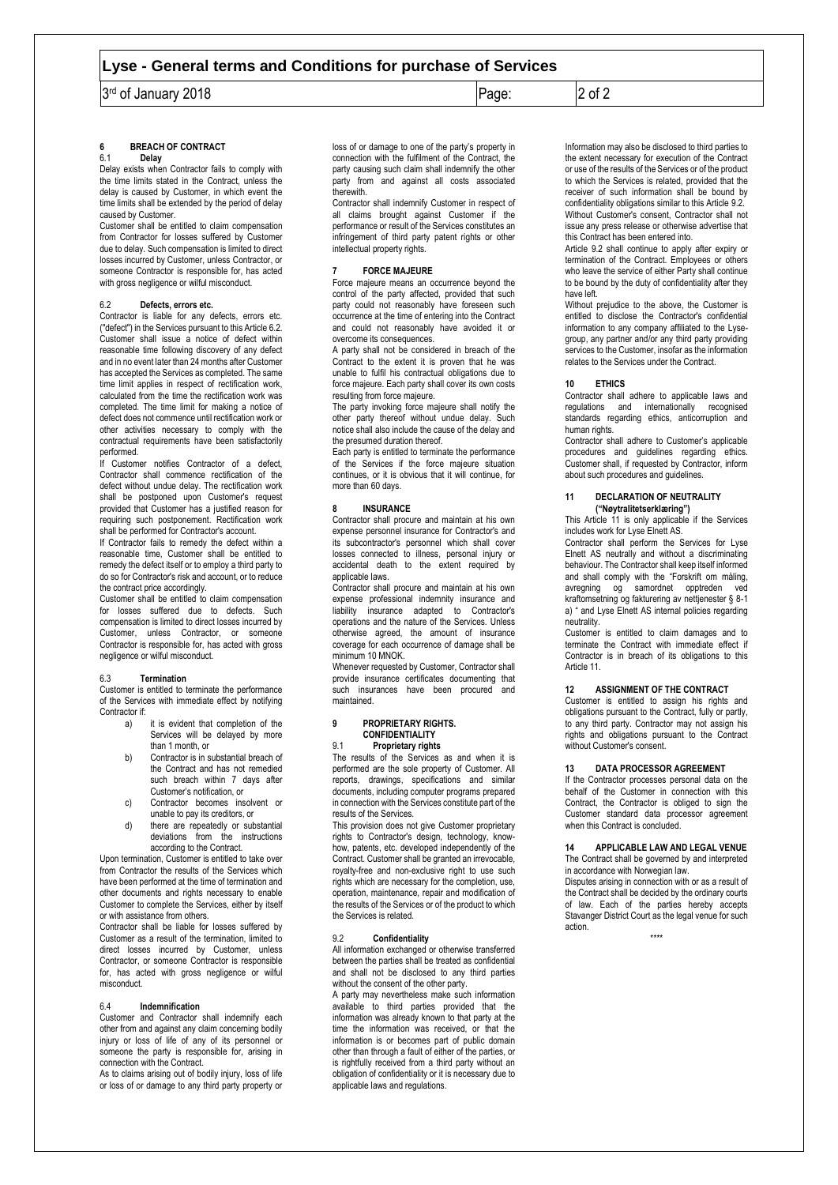## 6 BREACH OF CONTRACT

### 6.1 Delay

Delay exists when Contractor fails to comply with the time limits stated in the Contract, unless the delay is caused by Customer, in which event the time limits shall be extended by the period of delay caused by Customer.

Customer shall be entitled to claim compensation from Contractor for losses suffered by Customer due to delay. Such compensation is limited to direct losses incurred by Customer, unless Contractor, or someone Contractor is responsible for, has acted with gross negligence or wilful misconduct.

### 6.2 Defects, errors etc.

Contractor is liable for any defects, errors etc. ("defect") in the Services pursuant to this Article 6.2. Customer shall issue a notice of defect within reasonable time following discovery of any defect and in no event later than 24 months after Customer has accepted the Services as completed. The same time limit applies in respect of rectification work, calculated from the time the rectification work was completed. The time limit for making a notice of defect does not commence until rectification work or other activities necessary to comply with the contractual requirements have been satisfactorily performed.

If Customer notifies Contractor of a defect, Contractor shall commence rectification of the defect without undue delay. The rectification work shall be postponed upon Customer's request provided that Customer has a justified reason for requiring such postponement. Rectification work shall be performed for Contractor's account.

If Contractor fails to remedy the defect within a reasonable time, Customer shall be entitled to remedy the defect itself or to employ a third party to do so for Contractor's risk and account, or to reduce the contract price accordingly.

Customer shall be entitled to claim compensation for losses suffered due to defects. Such compensation is limited to direct losses incurred by Customer, unless Contractor, or someone Contractor is responsible for, has acted with gross negligence or wilful misconduct.

### 6.3 Termination

Customer is entitled to terminate the performance of the Services with immediate effect by notifying Contractor if:

a) it is evident that completion of the Services will be delayed by more than 1 month, or
b) Contractor is in substantial breach of the Contract and has not remedied such breach within 7 days after Customer's notification, or
c) Contractor becomes insolvent or unable to pay its creditors, or
d) there are repeatedly or substantial deviations from the instructions according to the Contract.

Upon termination, Customer is entitled to take over from Contractor the results of the Services which have been performed at the time of termination and other documents and rights necessary to enable Customer to complete the Services, either by itself or with assistance from others.

Contractor shall be liable for losses suffered by Customer as a result of the termination, limited to direct losses incurred by Customer, unless Contractor, or someone Contractor is responsible for, has acted with gross negligence or wilful misconduct.

### 6.4 Indemnification

Customer and Contractor shall indemnify each other from and against any claim concerning bodily injury or loss of life of any of its personnel or someone the party is responsible for, arising in connection with the Contract.

As to claims arising out of bodily injury, loss of life or loss of or damage to any third party property or loss of or damage to one of the party's property in connection with the fulfilment of the Contract, the party causing such claim shall indemnify the other party from and against all costs associated therewith.

Contractor shall indemnify Customer in respect of all claims brought against Customer if the performance or result of the Services constitutes an infringement of third party patent rights or other intellectual property rights.

## 7 FORCE MAJEURE

Force majeure means an occurrence beyond the control of the party affected, provided that such party could not reasonably have foreseen such occurrence at the time of entering into the Contract and could not reasonably have avoided it or overcome its consequences.

A party shall not be considered in breach of the Contract to the extent it is proven that he was unable to fulfil his contractual obligations due to force majeure. Each party shall cover its own costs resulting from force majeure.

The party invoking force majeure shall notify the other party thereof without undue delay. Such notice shall also include the cause of the delay and the presumed duration thereof.

Each party is entitled to terminate the performance of the Services if the force majeure situation continues, or it is obvious that it will continue, for more than 60 days.

## 8 INSURANCE

Contractor shall procure and maintain at his own expense personnel insurance for Contractor's and its subcontractor's personnel which shall cover losses connected to illness, personal injury or accidental death to the extent required by applicable laws.

Contractor shall procure and maintain at his own expense professional indemnity insurance and liability insurance adapted to Contractor's operations and the nature of the Services. Unless otherwise agreed, the amount of insurance coverage for each occurrence of damage shall be minimum 10 MNOK.

Whenever requested by Customer, Contractor shall provide insurance certificates documenting that such insurances have been procured and maintained.

## 9 PROPRIETARY RIGHTS. CONFIDENTIALITY

### 9.1 Proprietary rights

The results of the Services as and when it is performed are the sole property of Customer. All reports, drawings, specifications and similar documents, including computer programs prepared in connection with the Services constitute part of the results of the Services.

This provision does not give Customer proprietary rights to Contractor's design, technology, know-how, patents, etc. developed independently of the Contract. Customer shall be granted an irrevocable, royalty-free and non-exclusive right to use such rights which are necessary for the completion, use, operation, maintenance, repair and modification of the results of the Services or of the product to which the Services is related.

### 9.2 Confidentiality

All information exchanged or otherwise transferred between the parties shall be treated as confidential and shall not be disclosed to any third parties without the consent of the other party.

A party may nevertheless make such information available to third parties provided that the information was already known to that party at the time the information was received, or that the information is or becomes part of public domain other than through a fault of either of the parties, or is rightfully received from a third party without an obligation of confidentiality or it is necessary due to applicable laws and regulations.

Information may also be disclosed to third parties to the extent necessary for execution of the Contract or use of the results of the Services or of the product to which the Services is related, provided that the receiver of such information shall be bound by confidentiality obligations similar to this Article 9.2.

Without Customer's consent, Contractor shall not issue any press release or otherwise advertise that this Contract has been entered into.

Article 9.2 shall continue to apply after expiry or termination of the Contract. Employees or others who leave the service of either Party shall continue to be bound by the duty of confidentiality after they have left.

Without prejudice to the above, the Customer is entitled to disclose the Contractor's confidential information to any company affiliated to the Lyse-group, any partner and/or any third party providing services to the Customer, insofar as the information relates to the Services under the Contract.

## 10 ETHICS

Contractor shall adhere to applicable laws and regulations and internationally recognised standards regarding ethics, anticorruption and human rights.

Contractor shall adhere to Customer's applicable procedures and guidelines regarding ethics. Customer shall, if requested by Contractor, inform about such procedures and guidelines.

## 11 DECLARATION OF NEUTRALITY ("Nøytralitetserklæring")

This Article 11 is only applicable if the Services includes work for Lyse Elnett AS.

Contractor shall perform the Services for Lyse Elnett AS neutrally and without a discriminating behaviour. The Contractor shall keep itself informed and shall comply with the "Forskrift om måling, avregning og samordnet opptreden ved kraftomsetning og fakturering av nettjenester § 8-1 a) " and Lyse Elnett AS internal policies regarding neutrality.

Customer is entitled to claim damages and to terminate the Contract with immediate effect if Contractor is in breach of its obligations to this Article 11.

## 12 ASSIGNMENT OF THE CONTRACT

Customer is entitled to assign his rights and obligations pursuant to the Contract, fully or partly, to any third party. Contractor may not assign his rights and obligations pursuant to the Contract without Customer's consent.

## 13 DATA PROCESSOR AGREEMENT

If the Contractor processes personal data on the behalf of the Customer in connection with this Contract, the Contractor is obliged to sign the Customer standard data processor agreement when this Contract is concluded.

## 14 APPLICABLE LAW AND LEGAL VENUE

The Contract shall be governed by and interpreted in accordance with Norwegian law.

Disputes arising in connection with or as a result of the Contract shall be decided by the ordinary courts of law. Each of the parties hereby accepts Stavanger District Court as the legal venue for such action.

****